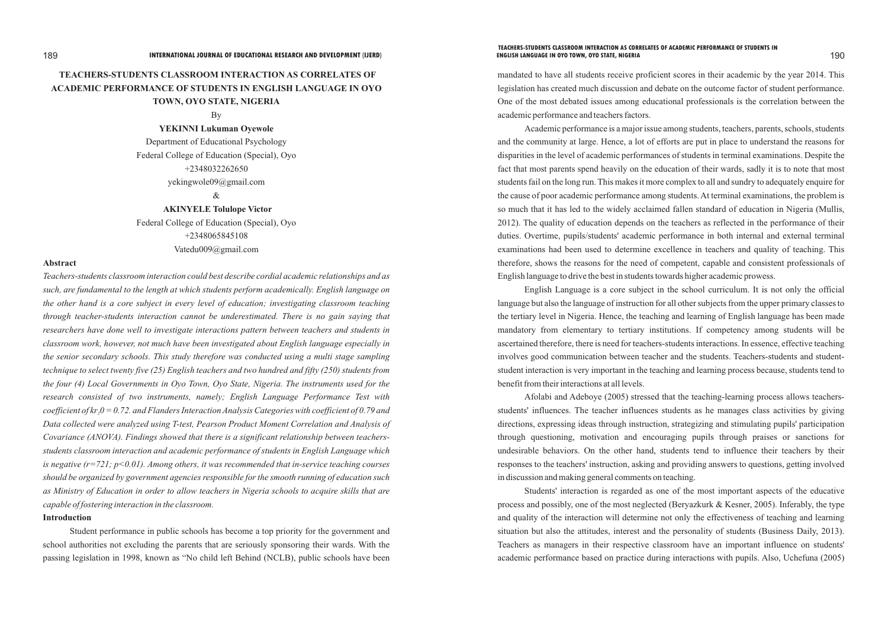# TEACHERS-STUDENTS CLASSROOM INTERACTION AS CORRELATES OF ACADEMIC PERFORMANCE OF STUDENTS IN ENGLISH LANGUAGE IN OYO TOWN, OYO STATE, NIGERIA

By

**YEKINNI Lukuman Oyewole**

Department of Educational Psychology

Federal College of Education (Special), Oyo

+2348032262650

yekingwole09@gmail.com

&

**AKINYELE Tolulope Victor**

Federal College of Education (Special), Oyo

+2348065845108

Vatedu009@gmail.com

## Abstract

*Teachers-students classroom interaction could best describe cordial academic relationships and as such, are fundamental to the length at which students perform academically. English language on the other hand is a core subject in every level of education; investigating classroom teaching through teacher-students interaction cannot be underestimated. There is no gain saying that researchers have done well to investigate interactions pattern between teachers and students in classroom work, however, not much have been investigated about English language especially in the senior secondary schools. This study therefore was conducted using a multi stage sampling technique to select twenty five (25) English teachers and two hundred and fifty (250) students from the four (4) Local Governments in Oyo Town, Oyo State, Nigeria. The instruments used for the research consisted of two instruments, namely; English Language Performance Test with coefficient of $kr_20 = 0.72$. and Flanders Interaction Analysis Categories with coefficient of 0.79 and Data collected were analyzed using T-test, Pearson Product Moment Correlation and Analysis of Covariance (ANOVA). Findings showed that there is a significant relationship between teachers-students classroom interaction and academic performance of students in English Language which is negative ($r=721$; $p<0.01$). Among others, it was recommended that in-service teaching courses should be organized by government agencies responsible for the smooth running of education such as Ministry of Education in order to allow teachers in Nigeria schools to acquire skills that are capable of fostering interaction in the classroom.*

## Introduction

Student performance in public schools has become a top priority for the government and school authorities not excluding the parents that are seriously sponsoring their wards. With the passing legislation in 1998, known as "No child left Behind (NCLB), public schools have been mandated to have all students receive proficient scores in their academic by the year 2014. This legislation has created much discussion and debate on the outcome factor of student performance. One of the most debated issues among educational professionals is the correlation between the academic performance and teachers factors.

Academic performance is a major issue among students, teachers, parents, schools, students and the community at large. Hence, a lot of efforts are put in place to understand the reasons for disparities in the level of academic performances of students in terminal examinations. Despite the fact that most parents spend heavily on the education of their wards, sadly it is to note that most students fail on the long run. This makes it more complex to all and sundry to adequately enquire for the cause of poor academic performance among students. At terminal examinations, the problem is so much that it has led to the widely acclaimed fallen standard of education in Nigeria (Mullis, 2012). The quality of education depends on the teachers as reflected in the performance of their duties. Overtime, pupils/students' academic performance in both internal and external terminal examinations had been used to determine excellence in teachers and quality of teaching. This therefore, shows the reasons for the need of competent, capable and consistent professionals of English language to drive the best in students towards higher academic prowess.

English Language is a core subject in the school curriculum. It is not only the official language but also the language of instruction for all other subjects from the upper primary classes to the tertiary level in Nigeria. Hence, the teaching and learning of English language has been made mandatory from elementary to tertiary institutions. If competency among students will be ascertained therefore, there is need for teachers-students interactions. In essence, effective teaching involves good communication between teacher and the students. Teachers-students and student-student interaction is very important in the teaching and learning process because, students tend to benefit from their interactions at all levels.

Afolabi and Adeboye (2005) stressed that the teaching-learning process allows teachers-students' influences. The teacher influences students as he manages class activities by giving directions, expressing ideas through instruction, strategizing and stimulating pupils' participation through questioning, motivation and encouraging pupils through praises or sanctions for undesirable behaviors. On the other hand, students tend to influence their teachers by their responses to the teachers' instruction, asking and providing answers to questions, getting involved in discussion and making general comments on teaching.

Students' interaction is regarded as one of the most important aspects of the educative process and possibly, one of the most neglected (Beryazkurk & Kesner, 2005). Inferably, the type and quality of the interaction will determine not only the effectiveness of teaching and learning situation but also the attitudes, interest and the personality of students (Business Daily, 2013). Teachers as managers in their respective classroom have an important influence on students' academic performance based on practice during interactions with pupils. Also, Uchefuna (2005)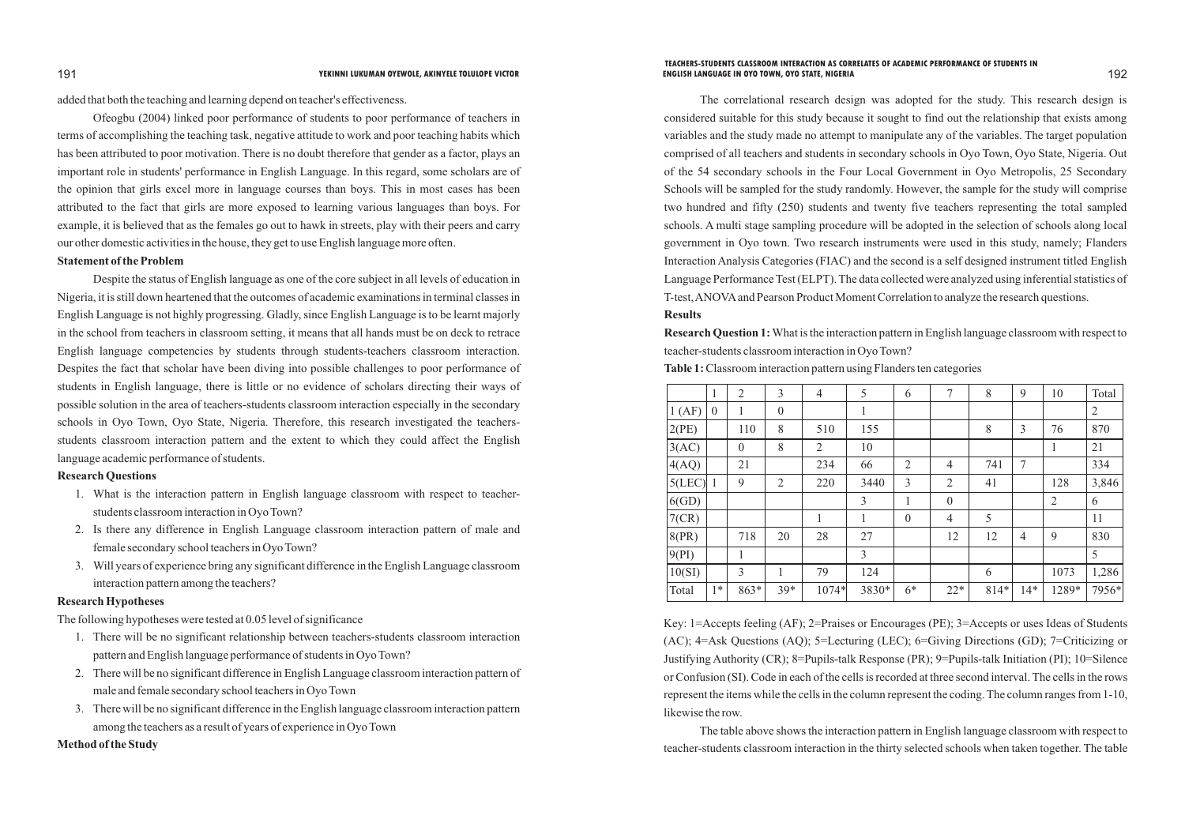added that both the teaching and learning depend on teacher's effectiveness.

Ofeogbu (2004) linked poor performance of students to poor performance of teachers in terms of accomplishing the teaching task, negative attitude to work and poor teaching habits which has been attributed to poor motivation. There is no doubt therefore that gender as a factor, plays an important role in students' performance in English Language. In this regard, some scholars are of the opinion that girls excel more in language courses than boys. This in most cases has been attributed to the fact that girls are more exposed to learning various languages than boys. For example, it is believed that as the females go out to hawk in streets, play with their peers and carry our other domestic activities in the house, they get to use English language more often.

**Statement of the Problem**

Despite the status of English language as one of the core subject in all levels of education in Nigeria, it is still down heartened that the outcomes of academic examinations in terminal classes in English Language is not highly progressing. Gladly, since English Language is to be learnt majorly in the school from teachers in classroom setting, it means that all hands must be on deck to retrace English language competencies by students through students-teachers classroom interaction. Despites the fact that scholar have been diving into possible challenges to poor performance of students in English language, there is little or no evidence of scholars directing their ways of possible solution in the area of teachers-students classroom interaction especially in the secondary schools in Oyo Town, Oyo State, Nigeria. Therefore, this research investigated the teachers-students classroom interaction pattern and the extent to which they could affect the English language academic performance of students.

**Research Questions**

1. What is the interaction pattern in English language classroom with respect to teacher-students classroom interaction in Oyo Town?
2. Is there any difference in English Language classroom interaction pattern of male and female secondary school teachers in Oyo Town?
3. Will years of experience bring any significant difference in the English Language classroom interaction pattern among the teachers?

**Research Hypotheses**

The following hypotheses were tested at 0.05 level of significance

1. There will be no significant relationship between teachers-students classroom interaction pattern and English language performance of students in Oyo Town?
2. There will be no significant difference in English Language classroom interaction pattern of male and female secondary school teachers in Oyo Town
3. There will be no significant difference in the English language classroom interaction pattern among the teachers as a result of years of experience in Oyo Town

**Method of the Study**

The correlational research design was adopted for the study. This research design is considered suitable for this study because it sought to find out the relationship that exists among variables and the study made no attempt to manipulate any of the variables. The target population comprised of all teachers and students in secondary schools in Oyo Town, Oyo State, Nigeria. Out of the 54 secondary schools in the Four Local Government in Oyo Metropolis, 25 Secondary Schools will be sampled for the study randomly. However, the sample for the study will comprise two hundred and fifty (250) students and twenty five teachers representing the total sampled schools. A multi stage sampling procedure will be adopted in the selection of schools along local government in Oyo town. Two research instruments were used in this study, namely; Flanders Interaction Analysis Categories (FIAC) and the second is a self designed instrument titled English Language Performance Test (ELPT). The data collected were analyzed using inferential statistics of T-test, ANOVA and Pearson Product Moment Correlation to analyze the research questions.

**Results**

**Research Question 1:** What is the interaction pattern in English language classroom with respect to teacher-students classroom interaction in Oyo Town?

**Table 1:** Classroom interaction pattern using Flanders ten categories

| | 1 | 2 | 3 | 4 | 5 | 6 | 7 | 8 | 9 | 10 | Total |
|---|---|---|---|---|---|---|---|---|---|---|---|
| 1 (AF) | 0 | 1 | 0 | | 1 | | | | | | 2 |
| 2(PE) | | 110 | 8 | 510 | 155 | | | 8 | 3 | 76 | 870 |
| 3(AC) | | 0 | 8 | 2 | 10 | | | | | 1 | 21 |
| 4(AQ) | | 21 | | 234 | 66 | 2 | 4 | 741 | 7 | | 334 |
| 5(LEC) | 1 | 9 | 2 | 220 | 3440 | 3 | 2 | 41 | | 128 | 3,846 |
| 6(GD) | | | | | 3 | 1 | 0 | | | 2 | 6 |
| 7(CR) | | | | 1 | 1 | 0 | 4 | 5 | | | 11 |
| 8(PR) | | 718 | 20 | 28 | 27 | | 12 | 12 | 4 | 9 | 830 |
| 9(PI) | | 1 | | | 3 | | | | | | 5 |
| 10(SI) | | 3 | 1 | 79 | 124 | | | 6 | | 1073 | 1,286 |
| Total | 1* | 863* | 39* | 1074* | 3830* | 6* | 22* | 814* | 14* | 1289* | 7956* |

Key: 1=Accepts feeling (AF); 2=Praises or Encourages (PE); 3=Accepts or uses Ideas of Students (AC); 4=Ask Questions (AQ); 5=Lecturing (LEC); 6=Giving Directions (GD); 7=Criticizing or Justifying Authority (CR); 8=Pupils-talk Response (PR); 9=Pupils-talk Initiation (PI); 10=Silence or Confusion (SI). Code in each of the cells is recorded at three second interval. The cells in the rows represent the items while the cells in the column represent the coding. The column ranges from 1-10, likewise the row.

The table above shows the interaction pattern in English language classroom with respect to teacher-students classroom interaction in the thirty selected schools when taken together. The table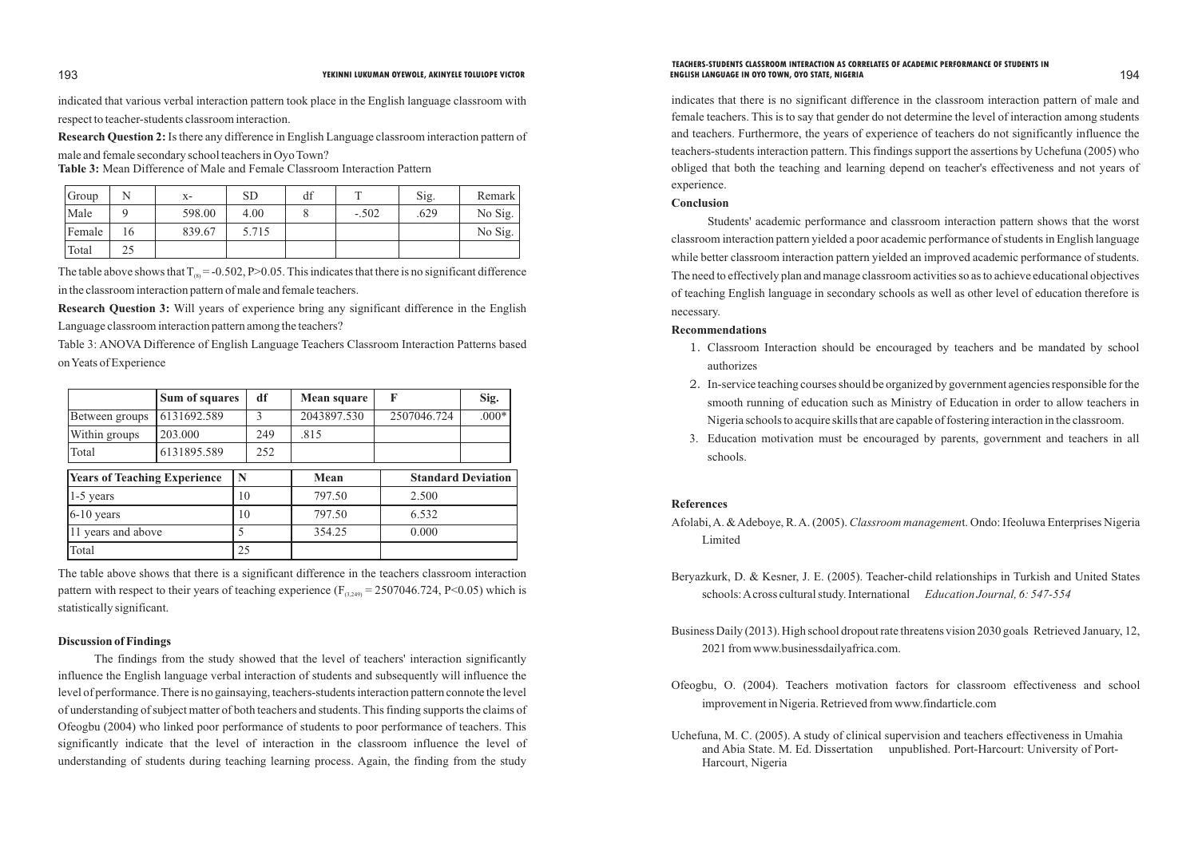indicated that various verbal interaction pattern took place in the English language classroom with respect to teacher-students classroom interaction.

**Research Question 2:** Is there any difference in English Language classroom interaction pattern of male and female secondary school teachers in Oyo Town?

**Table 3:** Mean Difference of Male and Female Classroom Interaction Pattern

| Group | N | x- | SD | df | T | Sig. | Remark |
|---|---|---|---|---|---|---|---|
| Male | 9 | 598.00 | 4.00 | 8 | -.502 | .629 | No Sig. |
| Female | 16 | 839.67 | 5.715 | | | | No Sig. |
| Total | 25 | | | | | | |

The table above shows that $T_{(8)} = -0.502$, $P>0.05$. This indicates that there is no significant difference in the classroom interaction pattern of male and female teachers.

**Research Question 3:** Will years of experience bring any significant difference in the English Language classroom interaction pattern among the teachers?

Table 3: ANOVA Difference of English Language Teachers Classroom Interaction Patterns based on Yeats of Experience

| | Sum of squares | df | Mean square | F | Sig. |
|---|---|---|---|---|---|
| Between groups | 6131692.589 | 3 | 2043897.530 | 2507046.724 | .000* |
| Within groups | 203.000 | 249 | .815 | | |
| Total | 6131895.589 | 252 | | | |

| Years of Teaching Experience | N | Mean | Standard Deviation |
|---|---|---|---|
| 1-5 years | 10 | 797.50 | 2.500 |
| 6-10 years | 10 | 797.50 | 6.532 |
| 11 years and above | 5 | 354.25 | 0.000 |
| Total | 25 | | |

The table above shows that there is a significant difference in the teachers classroom interaction pattern with respect to their years of teaching experience ($F_{(3,249)} = 2507046.724$, $P<0.05$) which is statistically significant.

## Discussion of Findings

The findings from the study showed that the level of teachers' interaction significantly influence the English language verbal interaction of students and subsequently will influence the level of performance. There is no gainsaying, teachers-students interaction pattern connote the level of understanding of subject matter of both teachers and students. This finding supports the claims of Ofeogbu (2004) who linked poor performance of students to poor performance of teachers. This significantly indicate that the level of interaction in the classroom influence the level of understanding of students during teaching learning process. Again, the finding from the study indicates that there is no significant difference in the classroom interaction pattern of male and female teachers. This is to say that gender do not determine the level of interaction among students and teachers. Furthermore, the years of experience of teachers do not significantly influence the teachers-students interaction pattern. This findings support the assertions by Uchefuna (2005) who obliged that both the teaching and learning depend on teacher's effectiveness and not years of experience.

## Conclusion

Students' academic performance and classroom interaction pattern shows that the worst classroom interaction pattern yielded a poor academic performance of students in English language while better classroom interaction pattern yielded an improved academic performance of students. The need to effectively plan and manage classroom activities so as to achieve educational objectives of teaching English language in secondary schools as well as other level of education therefore is necessary.

## Recommendations

1. Classroom Interaction should be encouraged by teachers and be mandated by school authorizes
2. In-service teaching courses should be organized by government agencies responsible for the smooth running of education such as Ministry of Education in order to allow teachers in Nigeria schools to acquire skills that are capable of fostering interaction in the classroom.
3. Education motivation must be encouraged by parents, government and teachers in all schools.

## References

Afolabi, A. & Adeboye, R. A. (2005). *Classroom management*. Ondo: Ifeoluwa Enterprises Nigeria Limited

Beryazkurk, D. & Kesner, J. E. (2005). Teacher-child relationships in Turkish and United States schools: A cross cultural study. International *Education Journal, 6: 547-554*

Business Daily (2013). High school dropout rate threatens vision 2030 goals Retrieved January, 12, 2021 from www.businessdailyafrica.com.

Ofeogbu, O. (2004). Teachers motivation factors for classroom effectiveness and school improvement in Nigeria. Retrieved from www.findarticle.com

Uchefuna, M. C. (2005). A study of clinical supervision and teachers effectiveness in Umahia and Abia State. M. Ed. Dissertation unpublished. Port-Harcourt: University of Port-Harcourt, Nigeria